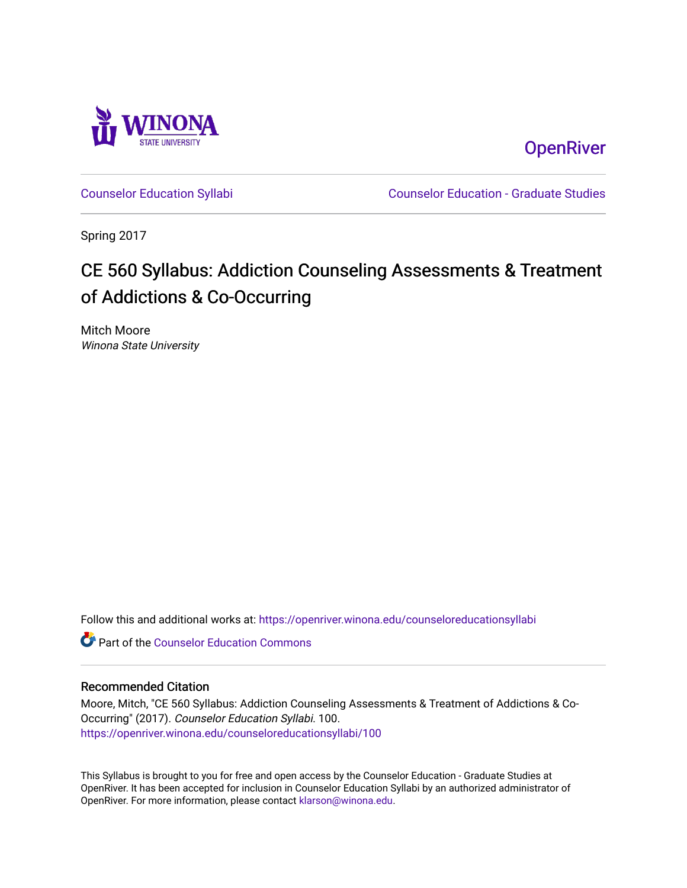Winona State University

OpenRiver

Counselor Education Syllabi

Counselor Education - Graduate Studies

Spring 2017

# CE 560 Syllabus: Addiction Counseling Assessments & Treatment of Addictions & Co-Occurring

Mitch Moore
*Winona State University*

Follow this and additional works at: https://openriver.winona.edu/counseloreducationsyllabi

Part of the Counselor Education Commons

## Recommended Citation

Moore, Mitch, "CE 560 Syllabus: Addiction Counseling Assessments & Treatment of Addictions & Co-Occurring" (2017). *Counselor Education Syllabi*. 100.
https://openriver.winona.edu/counseloreducationsyllabi/100

This Syllabus is brought to you for free and open access by the Counselor Education - Graduate Studies at OpenRiver. It has been accepted for inclusion in Counselor Education Syllabi by an authorized administrator of OpenRiver. For more information, please contact klarson@winona.edu.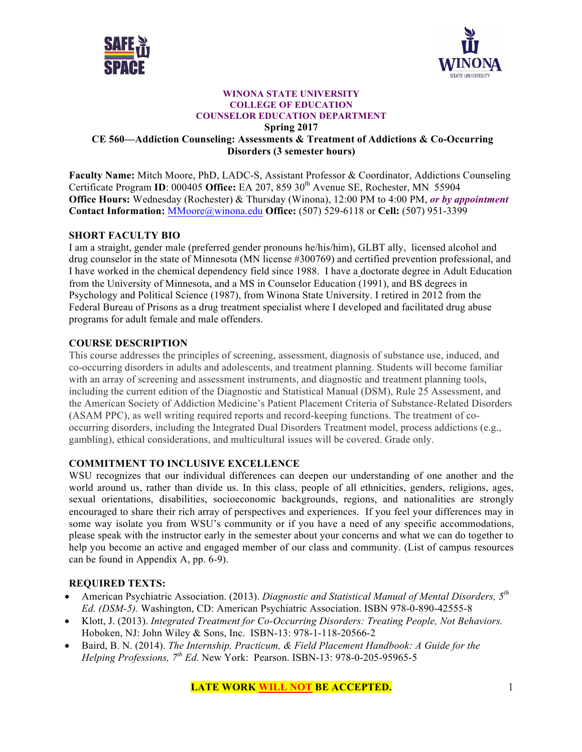**WINONA STATE UNIVERSITY**
**COLLEGE OF EDUCATION**
**COUNSELOR EDUCATION DEPARTMENT**
**Spring 2017**
**CE 560—Addiction Counseling: Assessments & Treatment of Addictions & Co-Occurring Disorders (3 semester hours)**

**Faculty Name:** Mitch Moore, PhD, LADC-S, Assistant Professor & Coordinator, Addictions Counseling Certificate Program **ID**: 000405 **Office:** EA 207, 859 30th Avenue SE, Rochester, MN 55904
**Office Hours:** Wednesday (Rochester) & Thursday (Winona), 12:00 PM to 4:00 PM, ***or by appointment***
**Contact Information:** MMoore@winona.edu **Office:** (507) 529-6118 or **Cell:** (507) 951-3399

## SHORT FACULTY BIO

I am a straight, gender male (preferred gender pronouns he/his/him), GLBT ally, licensed alcohol and drug counselor in the state of Minnesota (MN license #300769) and certified prevention professional, and I have worked in the chemical dependency field since 1988. I have a doctorate degree in Adult Education from the University of Minnesota, and a MS in Counselor Education (1991), and BS degrees in Psychology and Political Science (1987), from Winona State University. I retired in 2012 from the Federal Bureau of Prisons as a drug treatment specialist where I developed and facilitated drug abuse programs for adult female and male offenders.

## COURSE DESCRIPTION

This course addresses the principles of screening, assessment, diagnosis of substance use, induced, and co-occurring disorders in adults and adolescents, and treatment planning. Students will become familiar with an array of screening and assessment instruments, and diagnostic and treatment planning tools, including the current edition of the Diagnostic and Statistical Manual (DSM), Rule 25 Assessment, and the American Society of Addiction Medicine's Patient Placement Criteria of Substance-Related Disorders (ASAM PPC), as well writing required reports and record-keeping functions. The treatment of co-occurring disorders, including the Integrated Dual Disorders Treatment model, process addictions (e.g., gambling), ethical considerations, and multicultural issues will be covered. Grade only.

## COMMITMENT TO INCLUSIVE EXCELLENCE

WSU recognizes that our individual differences can deepen our understanding of one another and the world around us, rather than divide us. In this class, people of all ethnicities, genders, religions, ages, sexual orientations, disabilities, socioeconomic backgrounds, regions, and nationalities are strongly encouraged to share their rich array of perspectives and experiences. If you feel your differences may in some way isolate you from WSU's community or if you have a need of any specific accommodations, please speak with the instructor early in the semester about your concerns and what we can do together to help you become an active and engaged member of our class and community. (List of campus resources can be found in Appendix A, pp. 6-9).

## REQUIRED TEXTS:

- American Psychiatric Association. (2013). *Diagnostic and Statistical Manual of Mental Disorders, 5th Ed. (DSM-5).* Washington, CD: American Psychiatric Association. ISBN 978-0-890-42555-8
- Klott, J. (2013). *Integrated Treatment for Co-Occurring Disorders: Treating People, Not Behaviors.* Hoboken, NJ: John Wiley & Sons, Inc. ISBN-13: 978-1-118-20566-2
- Baird, B. N. (2014). *The Internship, Practicum, & Field Placement Handbook: A Guide for the Helping Professions, 7th Ed.* New York: Pearson. ISBN-13: 978-0-205-95965-5

**LATE WORK WILL NOT BE ACCEPTED.**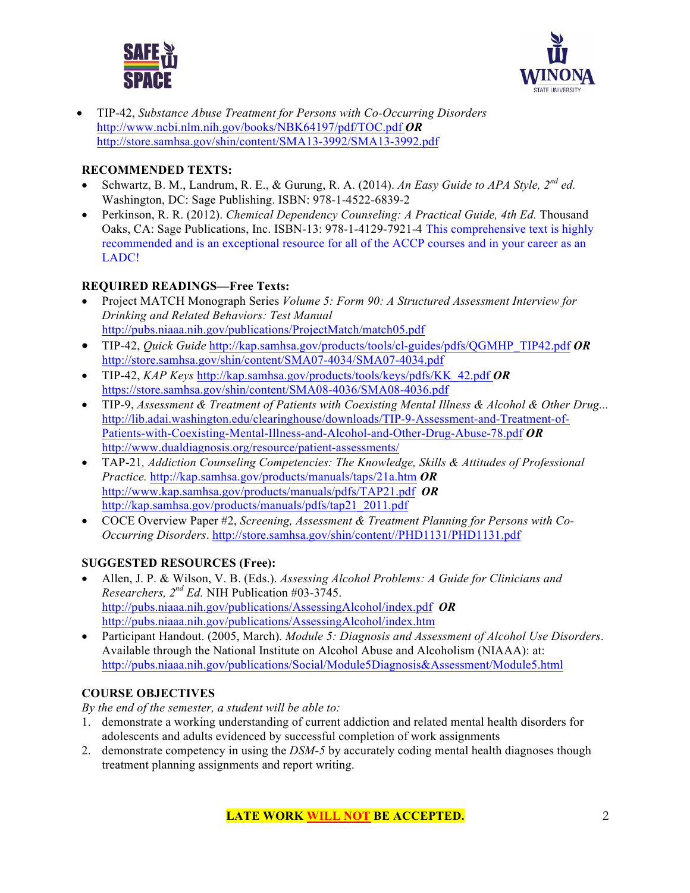- TIP-42, *Substance Abuse Treatment for Persons with Co-Occurring Disorders* http://www.ncbi.nlm.nih.gov/books/NBK64197/pdf/TOC.pdf ***OR*** http://store.samhsa.gov/shin/content/SMA13-3992/SMA13-3992.pdf

**RECOMMENDED TEXTS:**

- Schwartz, B. M., Landrum, R. E., & Gurung, R. A. (2014). *An Easy Guide to APA Style, 2nd ed.* Washington, DC: Sage Publishing. ISBN: 978-1-4522-6839-2
- Perkinson, R. R. (2012). *Chemical Dependency Counseling: A Practical Guide, 4th Ed.* Thousand Oaks, CA: Sage Publications, Inc. ISBN-13: 978-1-4129-7921-4 This comprehensive text is highly recommended and is an exceptional resource for all of the ACCP courses and in your career as an LADC!

**REQUIRED READINGS—Free Texts:**

- Project MATCH Monograph Series *Volume 5: Form 90: A Structured Assessment Interview for Drinking and Related Behaviors: Test Manual* http://pubs.niaaa.nih.gov/publications/ProjectMatch/match05.pdf
- TIP-42, *Quick Guide* http://kap.samhsa.gov/products/tools/cl-guides/pdfs/QGMHP_TIP42.pdf ***OR*** http://store.samhsa.gov/shin/content/SMA07-4034/SMA07-4034.pdf
- TIP-42, *KAP Keys* http://kap.samhsa.gov/products/tools/keys/pdfs/KK_42.pdf ***OR*** https://store.samhsa.gov/shin/content/SMA08-4036/SMA08-4036.pdf
- TIP-9, *Assessment & Treatment of Patients with Coexisting Mental Illness & Alcohol & Other Drug...* http://lib.adai.washington.edu/clearinghouse/downloads/TIP-9-Assessment-and-Treatment-of-Patients-with-Coexisting-Mental-Illness-and-Alcohol-and-Other-Drug-Abuse-78.pdf ***OR*** http://www.dualdiagnosis.org/resource/patient-assessments/
- TAP-21*, Addiction Counseling Competencies: The Knowledge, Skills & Attitudes of Professional Practice.* http://kap.samhsa.gov/products/manuals/taps/21a.htm ***OR*** http://www.kap.samhsa.gov/products/manuals/pdfs/TAP21.pdf ***OR*** http://kap.samhsa.gov/products/manuals/pdfs/tap21_2011.pdf
- COCE Overview Paper #2, *Screening, Assessment & Treatment Planning for Persons with Co-Occurring Disorders*. http://store.samhsa.gov/shin/content//PHD1131/PHD1131.pdf

**SUGGESTED RESOURCES (Free):**

- Allen, J. P. & Wilson, V. B. (Eds.). *Assessing Alcohol Problems: A Guide for Clinicians and Researchers, 2nd Ed.* NIH Publication #03-3745. http://pubs.niaaa.nih.gov/publications/AssessingAlcohol/index.pdf ***OR*** http://pubs.niaaa.nih.gov/publications/AssessingAlcohol/index.htm
- Participant Handout. (2005, March). *Module 5: Diagnosis and Assessment of Alcohol Use Disorders*. Available through the National Institute on Alcohol Abuse and Alcoholism (NIAAA): at: http://pubs.niaaa.nih.gov/publications/Social/Module5Diagnosis&Assessment/Module5.html

**COURSE OBJECTIVES**

*By the end of the semester, a student will be able to:*

1. demonstrate a working understanding of current addiction and related mental health disorders for adolescents and adults evidenced by successful completion of work assignments
2. demonstrate competency in using the *DSM-5* by accurately coding mental health diagnoses though treatment planning assignments and report writing.

**LATE WORK WILL NOT BE ACCEPTED.**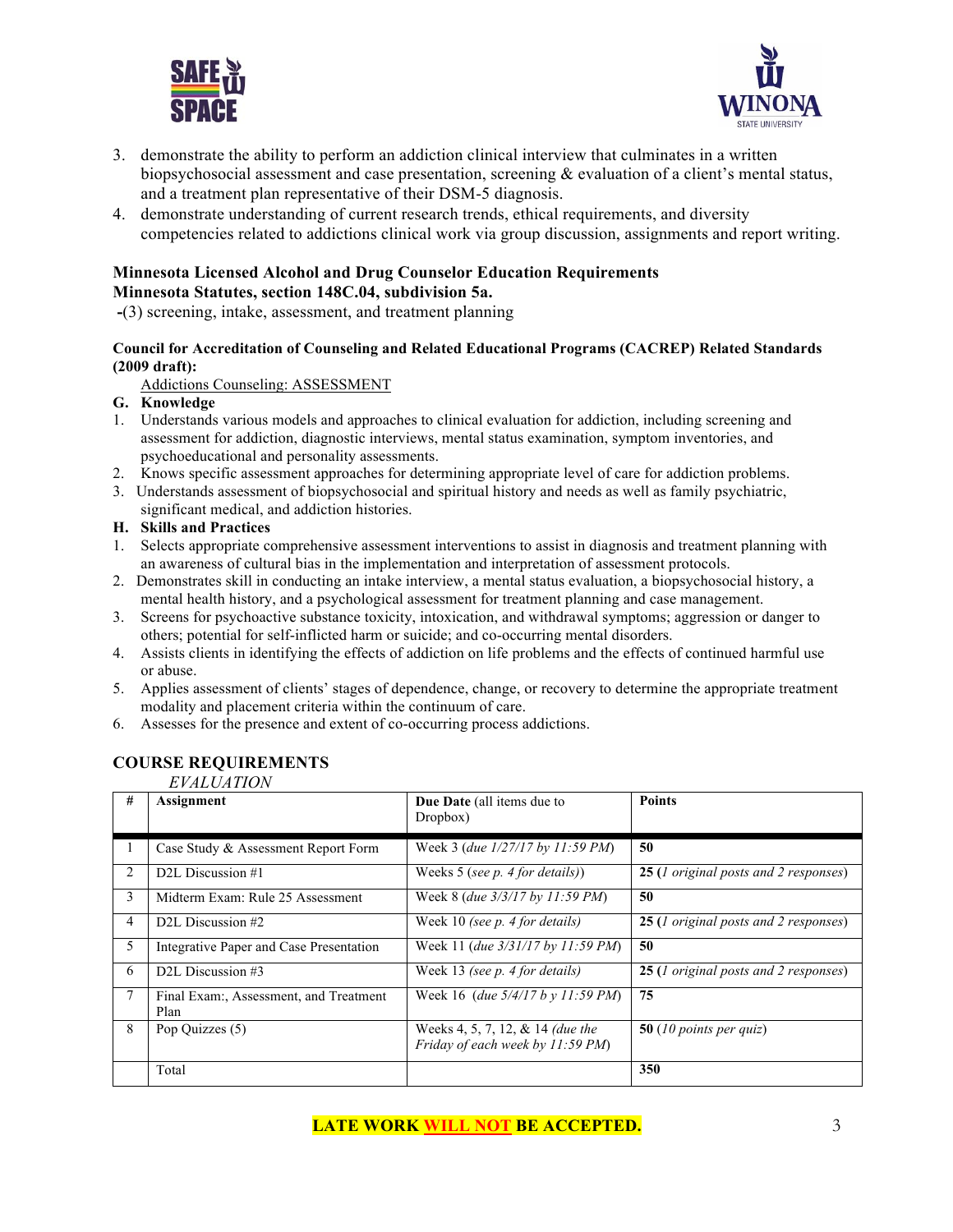3. demonstrate the ability to perform an addiction clinical interview that culminates in a written biopsychosocial assessment and case presentation, screening & evaluation of a client's mental status, and a treatment plan representative of their DSM-5 diagnosis.
4. demonstrate understanding of current research trends, ethical requirements, and diversity competencies related to addictions clinical work via group discussion, assignments and report writing.

**Minnesota Licensed Alcohol and Drug Counselor Education Requirements**
**Minnesota Statutes, section 148C.04, subdivision 5a.**

-(3) screening, intake, assessment, and treatment planning

**Council for Accreditation of Counseling and Related Educational Programs (CACREP) Related Standards (2009 draft):**

Addictions Counseling: ASSESSMENT

**G. Knowledge**

1. Understands various models and approaches to clinical evaluation for addiction, including screening and assessment for addiction, diagnostic interviews, mental status examination, symptom inventories, and psychoeducational and personality assessments.
2. Knows specific assessment approaches for determining appropriate level of care for addiction problems.
3. Understands assessment of biopsychosocial and spiritual history and needs as well as family psychiatric, significant medical, and addiction histories.

**H. Skills and Practices**

1. Selects appropriate comprehensive assessment interventions to assist in diagnosis and treatment planning with an awareness of cultural bias in the implementation and interpretation of assessment protocols.
2. Demonstrates skill in conducting an intake interview, a mental status evaluation, a biopsychosocial history, a mental health history, and a psychological assessment for treatment planning and case management.
3. Screens for psychoactive substance toxicity, intoxication, and withdrawal symptoms; aggression or danger to others; potential for self-inflicted harm or suicide; and co-occurring mental disorders.
4. Assists clients in identifying the effects of addiction on life problems and the effects of continued harmful use or abuse.
5. Applies assessment of clients' stages of dependence, change, or recovery to determine the appropriate treatment modality and placement criteria within the continuum of care.
6. Assesses for the presence and extent of co-occurring process addictions.

## COURSE REQUIREMENTS

*EVALUATION*

| # | Assignment | Due Date (all items due to Dropbox) | Points |
|---|---|---|---|
| 1 | Case Study & Assessment Report Form | Week 3 (*due 1/27/17 by 11:59 PM*) | **50** |
| 2 | D2L Discussion #1 | Weeks 5 (*see p. 4 for details*)) | **25** (*1 original posts and 2 responses*) |
| 3 | Midterm Exam: Rule 25 Assessment | Week 8 (*due 3/3/17 by 11:59 PM*) | **50** |
| 4 | D2L Discussion #2 | Week 10 (*see p. 4 for details*) | **25** (*1 original posts and 2 responses*) |
| 5 | Integrative Paper and Case Presentation | Week 11 (*due 3/31/17 by 11:59 PM*) | **50** |
| 6 | D2L Discussion #3 | Week 13 (*see p. 4 for details*) | **25** (*1 original posts and 2 responses*) |
| 7 | Final Exam:, Assessment, and Treatment Plan | Week 16 (*due 5/4/17 b y 11:59 PM*) | **75** |
| 8 | Pop Quizzes (5) | Weeks 4, 5, 7, 12, & 14 *(due the Friday of each week by 11:59 PM*) | **50** (*10 points per quiz*) |
| | Total | | **350** |

**LATE WORK WILL NOT BE ACCEPTED.**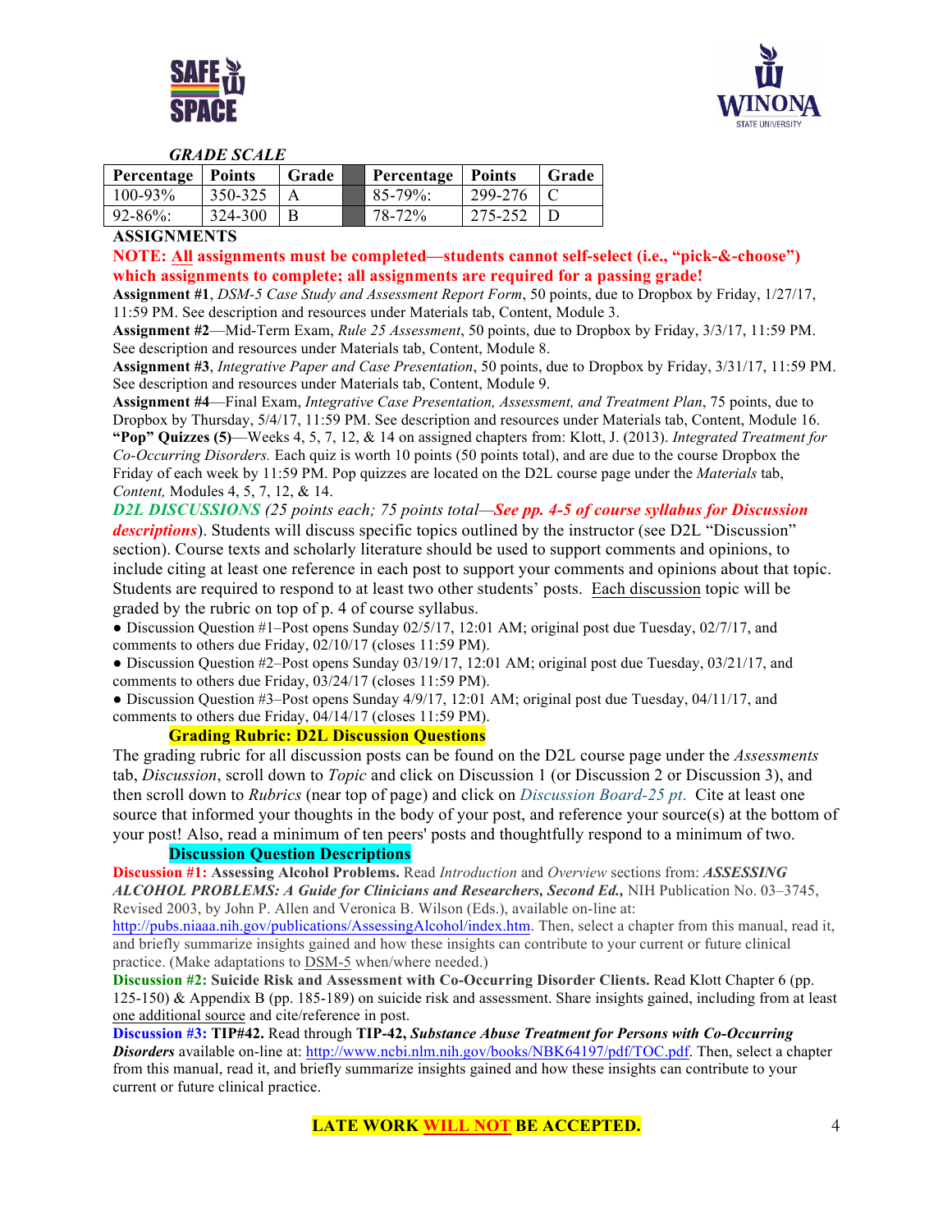### *GRADE SCALE*

| Percentage | Points | Grade | | Percentage | Points | Grade |
|---|---|---|---|---|---|---|
| 100-93% | 350-325 | A | | 85-79%: | 299-276 | C |
| 92-86%: | 324-300 | B | | 78-72% | 275-252 | D |

**ASSIGNMENTS**

**NOTE: All assignments must be completed—students cannot self-select (i.e., "pick-&-choose") which assignments to complete; all assignments are required for a passing grade!**

**Assignment #1**, *DSM-5 Case Study and Assessment Report Form*, 50 points, due to Dropbox by Friday, 1/27/17, 11:59 PM. See description and resources under Materials tab, Content, Module 3.

**Assignment #2**—Mid-Term Exam, *Rule 25 Assessment*, 50 points, due to Dropbox by Friday, 3/3/17, 11:59 PM. See description and resources under Materials tab, Content, Module 8.

**Assignment #3**, *Integrative Paper and Case Presentation*, 50 points, due to Dropbox by Friday, 3/31/17, 11:59 PM. See description and resources under Materials tab, Content, Module 9.

**Assignment #4**—Final Exam, *Integrative Case Presentation, Assessment, and Treatment Plan*, 75 points, due to Dropbox by Thursday, 5/4/17, 11:59 PM. See description and resources under Materials tab, Content, Module 16.

**"Pop" Quizzes (5)**—Weeks 4, 5, 7, 12, & 14 on assigned chapters from: Klott, J. (2013). *Integrated Treatment for Co-Occurring Disorders.* Each quiz is worth 10 points (50 points total), and are due to the course Dropbox the Friday of each week by 11:59 PM. Pop quizzes are located on the D2L course page under the *Materials* tab, *Content,* Modules 4, 5, 7, 12, & 14.

***D2L DISCUSSIONS*** *(25 points each; 75 points total—**See pp. 4-5 of course syllabus for Discussion descriptions***). Students will discuss specific topics outlined by the instructor (see D2L "Discussion" section). Course texts and scholarly literature should be used to support comments and opinions, to include citing at least one reference in each post to support your comments and opinions about that topic. Students are required to respond to at least two other students' posts. Each discussion topic will be graded by the rubric on top of p. 4 of course syllabus.

- Discussion Question #1–Post opens Sunday 02/5/17, 12:01 AM; original post due Tuesday, 02/7/17, and comments to others due Friday, 02/10/17 (closes 11:59 PM).
- Discussion Question #2–Post opens Sunday 03/19/17, 12:01 AM; original post due Tuesday, 03/21/17, and comments to others due Friday, 03/24/17 (closes 11:59 PM).
- Discussion Question #3–Post opens Sunday 4/9/17, 12:01 AM; original post due Tuesday, 04/11/17, and comments to others due Friday, 04/14/17 (closes 11:59 PM).

**Grading Rubric: D2L Discussion Questions**

The grading rubric for all discussion posts can be found on the D2L course page under the *Assessments* tab, *Discussion*, scroll down to *Topic* and click on Discussion 1 (or Discussion 2 or Discussion 3), and then scroll down to *Rubrics* (near top of page) and click on *Discussion Board-25 pt.* Cite at least one source that informed your thoughts in the body of your post, and reference your source(s) at the bottom of your post! Also, read a minimum of ten peers' posts and thoughtfully respond to a minimum of two.

**Discussion Question Descriptions**

**Discussion #1: Assessing Alcohol Problems.** Read *Introduction* and *Overview* sections from: ***ASSESSING ALCOHOL PROBLEMS: A Guide for Clinicians and Researchers, Second Ed.,*** NIH Publication No. 03–3745, Revised 2003, by John P. Allen and Veronica B. Wilson (Eds.), available on-line at: http://pubs.niaaa.nih.gov/publications/AssessingAlcohol/index.htm. Then, select a chapter from this manual, read it, and briefly summarize insights gained and how these insights can contribute to your current or future clinical practice. (Make adaptations to DSM-5 when/where needed.)

**Discussion #2: Suicide Risk and Assessment with Co-Occurring Disorder Clients.** Read Klott Chapter 6 (pp. 125-150) & Appendix B (pp. 185-189) on suicide risk and assessment. Share insights gained, including from at least one additional source and cite/reference in post.

**Discussion #3: TIP#42.** Read through **TIP-42, *Substance Abuse Treatment for Persons with Co-Occurring Disorders*** available on-line at: http://www.ncbi.nlm.nih.gov/books/NBK64197/pdf/TOC.pdf. Then, select a chapter from this manual, read it, and briefly summarize insights gained and how these insights can contribute to your current or future clinical practice.

**LATE WORK WILL NOT BE ACCEPTED.**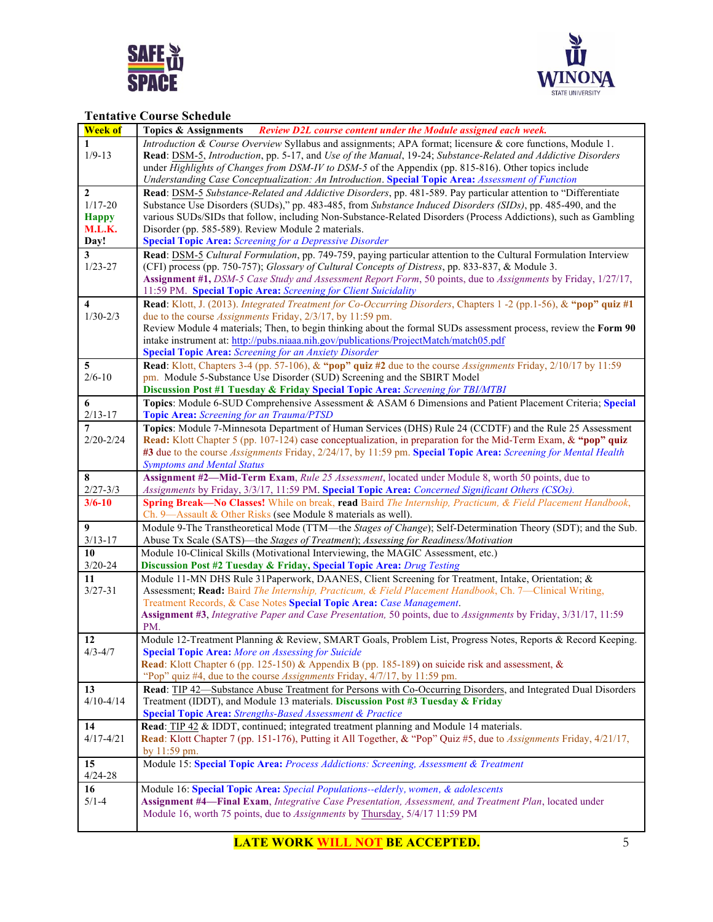## Tentative Course Schedule

| Week of | Topics & Assignments *Review D2L course content under the Module assigned each week.* |
|---|---|
| **1** 1/9-13 | *Introduction & Course Overview* Syllabus and assignments; APA format; licensure & core functions, Module 1. **Read**: DSM-5, *Introduction*, pp. 5-17, and *Use of the Manual*, 19-24; *Substance-Related and Addictive Disorders* under *Highlights of Changes from DSM-IV to DSM-5* of the Appendix (pp. 815-816). Other topics include *Understanding Case Conceptualization: An Introduction*. **Special Topic Area:** *Assessment of Function* |
| **2** 1/17-20 **Happy M.L.K. Day!** | **Read**: DSM-5 *Substance-Related and Addictive Disorders*, pp. 481-589. Pay particular attention to "Differentiate Substance Use Disorders (SUDs)," pp. 483-485, from *Substance Induced Disorders (SIDs)*, pp. 485-490, and the various SUDs/SIDs that follow, including Non-Substance-Related Disorders (Process Addictions), such as Gambling Disorder (pp. 585-589). Review Module 2 materials. **Special Topic Area:** *Screening for a Depressive Disorder* |
| **3** 1/23-27 | **Read**: DSM-5 *Cultural Formulation*, pp. 749-759, paying particular attention to the Cultural Formulation Interview (CFI) process (pp. 750-757); *Glossary of Cultural Concepts of Distress*, pp. 833-837, & Module 3. **Assignment #1,** *DSM-5 Case Study and Assessment Report Form*, 50 points, due to *Assignments* by Friday, 1/27/17, 11:59 PM. **Special Topic Area:** *Screening for Client Suicidality* |
| **4** 1/30-2/3 | **Read**: Klott, J. (2013). *Integrated Treatment for Co-Occurring Disorders*, Chapters 1 -2 (pp.1-56), & **"pop" quiz #1** due to the course *Assignments* Friday, 2/3/17, by 11:59 pm. Review Module 4 materials; Then, to begin thinking about the formal SUDs assessment process, review the **Form 90** intake instrument at: http://pubs.niaaa.nih.gov/publications/ProjectMatch/match05.pdf **Special Topic Area:** *Screening for an Anxiety Disorder* |
| **5** 2/6-10 | **Read**: Klott, Chapters 3-4 (pp. 57-106), & **"pop" quiz #2** due to the course *Assignments* Friday, 2/10/17 by 11:59 pm. Module 5-Substance Use Disorder (SUD) Screening and the SBIRT Model **Discussion Post #1 Tuesday & Friday Special Topic Area:** *Screening for TBI/MTBI* |
| **6** 2/13-17 | **Topics**: Module 6-SUD Comprehensive Assessment & ASAM 6 Dimensions and Patient Placement Criteria; **Special Topic Area:** *Screening for an Trauma/PTSD* |
| **7** 2/20-2/24 | **Topics**: Module 7-Minnesota Department of Human Services (DHS) Rule 24 (CCDTF) and the Rule 25 Assessment **Read:** Klott Chapter 5 (pp. 107-124) case conceptualization, in preparation for the Mid-Term Exam, & **"pop" quiz #3** due to the course *Assignments* Friday, 2/24/17, by 11:59 pm. **Special Topic Area:** *Screening for Mental Health Symptoms and Mental Status* |
| **8** 2/27-3/3 | **Assignment #2—Mid-Term Exam**, *Rule 25 Assessment*, located under Module 8, worth 50 points, due to *Assignments* by Friday, 3/3/17, 11:59 PM. **Special Topic Area:** *Concerned Significant Others (CSOs).* |
| **3/6-10** | **Spring Break—No Classes!** While on break, **read** Baird *The Internship, Practicum, & Field Placement Handbook*, Ch. 9—Assault & Other Risks (see Module 8 materials as well). |
| **9** 3/13-17 | Module 9-The Transtheoretical Mode (TTM—the *Stages of Change*); Self-Determination Theory (SDT); and the Sub. Abuse Tx Scale (SATS)—the *Stages of Treatment*); *Assessing for Readiness/Motivation* |
| **10** 3/20-24 | Module 10-Clinical Skills (Motivational Interviewing, the MAGIC Assessment, etc.) **Discussion Post #2 Tuesday & Friday, Special Topic Area:** *Drug Testing* |
| **11** 3/27-31 | Module 11-MN DHS Rule 31Paperwork, DAANES, Client Screening for Treatment, Intake, Orientation; & Assessment; **Read:** Baird *The Internship, Practicum, & Field Placement Handbook*, Ch. 7—Clinical Writing, Treatment Records, & Case Notes **Special Topic Area:** *Case Management*. **Assignment #3**, *Integrative Paper and Case Presentation,* 50 points, due to *Assignments* by Friday, 3/31/17, 11:59 PM. |
| **12** 4/3-4/7 | Module 12-Treatment Planning & Review, SMART Goals, Problem List, Progress Notes, Reports & Record Keeping. **Special Topic Area:** *More on Assessing for Suicide* **Read**: Klott Chapter 6 (pp. 125-150) & Appendix B (pp. 185-189) on suicide risk and assessment, & "Pop" quiz #4, due to the course *Assignments* Friday, 4/7/17, by 11:59 pm. |
| **13** 4/10-4/14 | **Read**: TIP 42—Substance Abuse Treatment for Persons with Co-Occurring Disorders, and Integrated Dual Disorders Treatment (IDDT), and Module 13 materials. **Discussion Post #3 Tuesday & Friday Special Topic Area:** *Strengths-Based Assessment & Practice* |
| **14** 4/17-4/21 | **Read**: TIP 42 & IDDT, continued; integrated treatment planning and Module 14 materials. **Read**: Klott Chapter 7 (pp. 151-176), Putting it All Together, & "Pop" Quiz #5, due to *Assignments* Friday, 4/21/17, by 11:59 pm. |
| **15** 4/24-28 | Module 15: **Special Topic Area:** *Process Addictions: Screening, Assessment & Treatment* |
| **16** 5/1-4 | Module 16: **Special Topic Area:** *Special Populations--elderly, women, & adolescents* **Assignment #4—Final Exam**, *Integrative Case Presentation, Assessment, and Treatment Plan*, located under Module 16, worth 75 points, due to *Assignments* by Thursday, 5/4/17 11:59 PM |

**LATE WORK WILL NOT BE ACCEPTED.**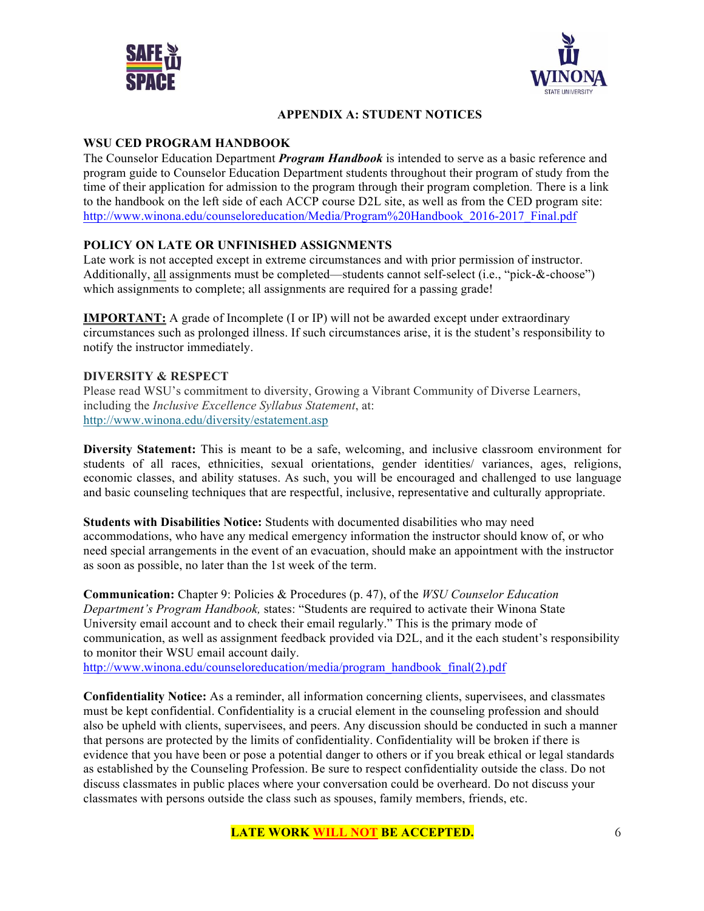## APPENDIX A: STUDENT NOTICES

### WSU CED PROGRAM HANDBOOK

The Counselor Education Department ***Program Handbook*** is intended to serve as a basic reference and program guide to Counselor Education Department students throughout their program of study from the time of their application for admission to the program through their program completion. There is a link to the handbook on the left side of each ACCP course D2L site, as well as from the CED program site: http://www.winona.edu/counseloreducation/Media/Program%20Handbook_2016-2017_Final.pdf

### POLICY ON LATE OR UNFINISHED ASSIGNMENTS

Late work is not accepted except in extreme circumstances and with prior permission of instructor. Additionally, all assignments must be completed—students cannot self-select (i.e., "pick-&-choose") which assignments to complete; all assignments are required for a passing grade!

**IMPORTANT:** A grade of Incomplete (I or IP) will not be awarded except under extraordinary circumstances such as prolonged illness. If such circumstances arise, it is the student's responsibility to notify the instructor immediately.

### DIVERSITY & RESPECT

Please read WSU's commitment to diversity, Growing a Vibrant Community of Diverse Learners, including the *Inclusive Excellence Syllabus Statement*, at: http://www.winona.edu/diversity/estatement.asp

**Diversity Statement:** This is meant to be a safe, welcoming, and inclusive classroom environment for students of all races, ethnicities, sexual orientations, gender identities/ variances, ages, religions, economic classes, and ability statuses. As such, you will be encouraged and challenged to use language and basic counseling techniques that are respectful, inclusive, representative and culturally appropriate.

**Students with Disabilities Notice:** Students with documented disabilities who may need accommodations, who have any medical emergency information the instructor should know of, or who need special arrangements in the event of an evacuation, should make an appointment with the instructor as soon as possible, no later than the 1st week of the term.

**Communication:** Chapter 9: Policies & Procedures (p. 47), of the *WSU Counselor Education Department's Program Handbook,* states: "Students are required to activate their Winona State University email account and to check their email regularly." This is the primary mode of communication, as well as assignment feedback provided via D2L, and it the each student's responsibility to monitor their WSU email account daily.
http://www.winona.edu/counseloreducation/media/program_handbook_final(2).pdf

**Confidentiality Notice:** As a reminder, all information concerning clients, supervisees, and classmates must be kept confidential. Confidentiality is a crucial element in the counseling profession and should also be upheld with clients, supervisees, and peers. Any discussion should be conducted in such a manner that persons are protected by the limits of confidentiality. Confidentiality will be broken if there is evidence that you have been or pose a potential danger to others or if you break ethical or legal standards as established by the Counseling Profession. Be sure to respect confidentiality outside the class. Do not discuss classmates in public places where your conversation could be overheard. Do not discuss your classmates with persons outside the class such as spouses, family members, friends, etc.

**LATE WORK WILL NOT BE ACCEPTED.**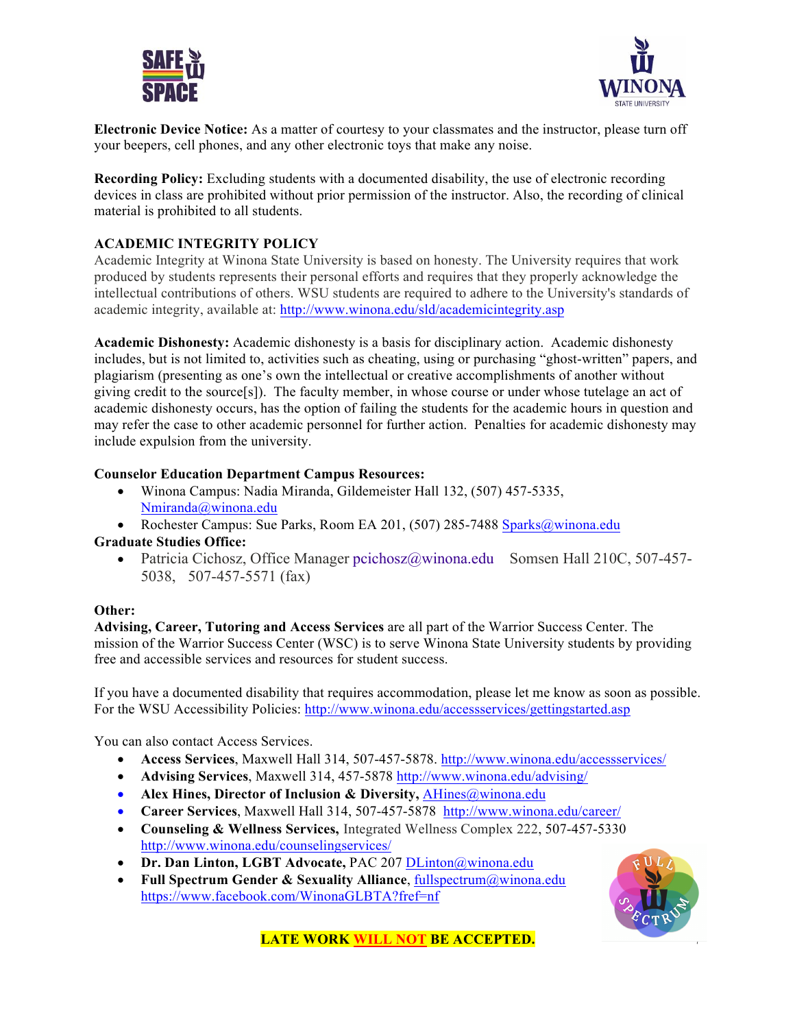**Electronic Device Notice:** As a matter of courtesy to your classmates and the instructor, please turn off your beepers, cell phones, and any other electronic toys that make any noise.

**Recording Policy:** Excluding students with a documented disability, the use of electronic recording devices in class are prohibited without prior permission of the instructor. Also, the recording of clinical material is prohibited to all students.

**ACADEMIC INTEGRITY POLICY**

Academic Integrity at Winona State University is based on honesty. The University requires that work produced by students represents their personal efforts and requires that they properly acknowledge the intellectual contributions of others. WSU students are required to adhere to the University's standards of academic integrity, available at: http://www.winona.edu/sld/academicintegrity.asp

**Academic Dishonesty:** Academic dishonesty is a basis for disciplinary action. Academic dishonesty includes, but is not limited to, activities such as cheating, using or purchasing "ghost-written" papers, and plagiarism (presenting as one's own the intellectual or creative accomplishments of another without giving credit to the source[s]). The faculty member, in whose course or under whose tutelage an act of academic dishonesty occurs, has the option of failing the students for the academic hours in question and may refer the case to other academic personnel for further action. Penalties for academic dishonesty may include expulsion from the university.

**Counselor Education Department Campus Resources:**

- Winona Campus: Nadia Miranda, Gildemeister Hall 132, (507) 457-5335, Nmiranda@winona.edu
- Rochester Campus: Sue Parks, Room EA 201, (507) 285-7488 Sparks@winona.edu

**Graduate Studies Office:**

- Patricia Cichosz, Office Manager pcichosz@winona.edu Somsen Hall 210C, 507-457-5038, 507-457-5571 (fax)

**Other:**

**Advising, Career, Tutoring and Access Services** are all part of the Warrior Success Center. The mission of the Warrior Success Center (WSC) is to serve Winona State University students by providing free and accessible services and resources for student success.

If you have a documented disability that requires accommodation, please let me know as soon as possible. For the WSU Accessibility Policies: http://www.winona.edu/accessservices/gettingstarted.asp

You can also contact Access Services.

- **Access Services**, Maxwell Hall 314, 507-457-5878. http://www.winona.edu/accessservices/
- **Advising Services**, Maxwell 314, 457-5878 http://www.winona.edu/advising/
- **Alex Hines, Director of Inclusion & Diversity,** AHines@winona.edu
- **Career Services**, Maxwell Hall 314, 507-457-5878 http://www.winona.edu/career/
- **Counseling & Wellness Services,** Integrated Wellness Complex 222, 507-457-5330 http://www.winona.edu/counselingservices/
- **Dr. Dan Linton, LGBT Advocate,** PAC 207 DLinton@winona.edu
- **Full Spectrum Gender & Sexuality Alliance**, fullspectrum@winona.edu https://www.facebook.com/WinonaGLBTA?fref=nf

**LATE WORK WILL NOT BE ACCEPTED.**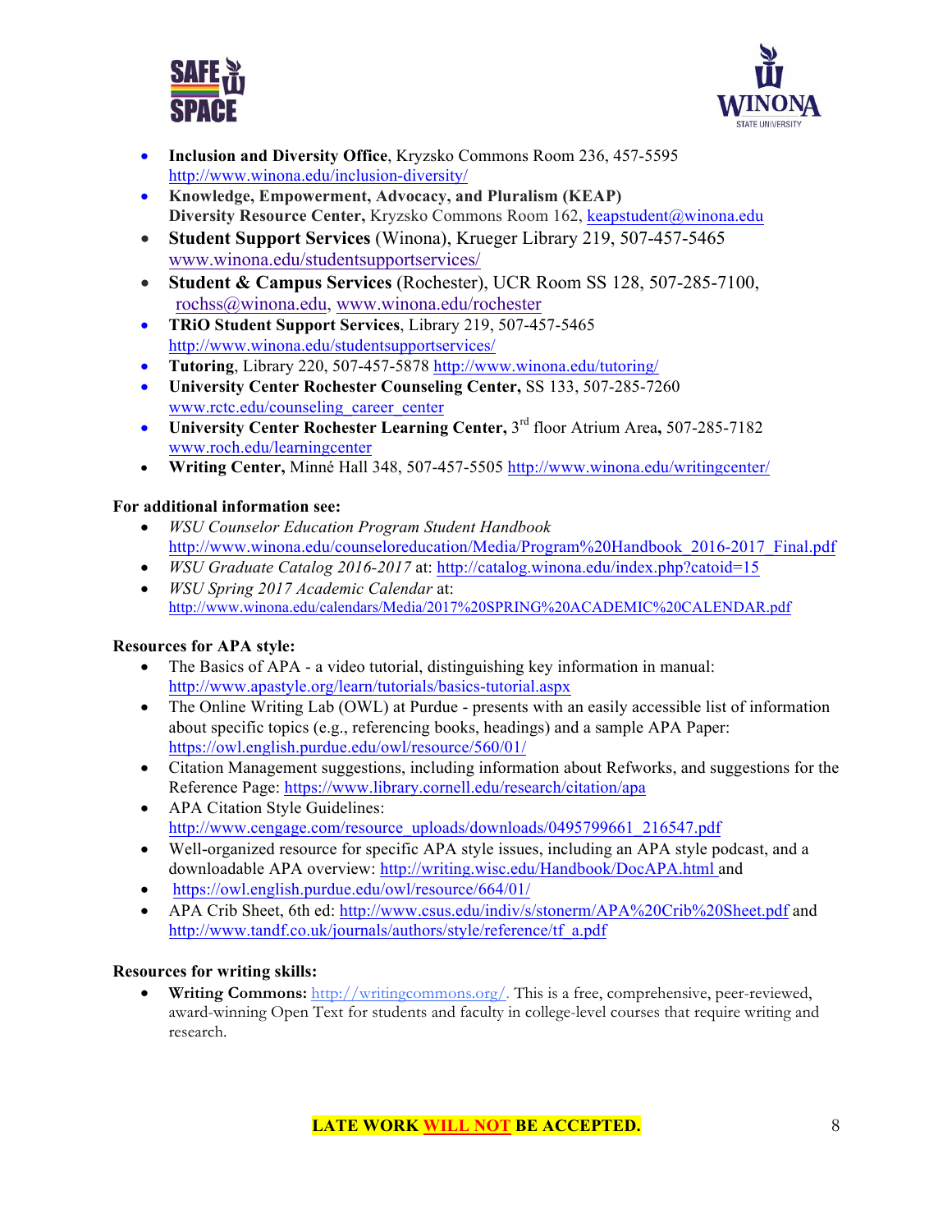- **Inclusion and Diversity Office**, Kryzsko Commons Room 236, 457-5595 http://www.winona.edu/inclusion-diversity/
- **Knowledge, Empowerment, Advocacy, and Pluralism (KEAP) Diversity Resource Center,** Kryzsko Commons Room 162, keapstudent@winona.edu
- **Student Support Services** (Winona), Krueger Library 219, 507-457-5465 www.winona.edu/studentsupportservices/
- **Student & Campus Services** (Rochester), UCR Room SS 128, 507-285-7100, rochss@winona.edu, www.winona.edu/rochester
- **TRiO Student Support Services**, Library 219, 507-457-5465 http://www.winona.edu/studentsupportservices/
- **Tutoring**, Library 220, 507-457-5878 http://www.winona.edu/tutoring/
- **University Center Rochester Counseling Center,** SS 133, 507-285-7260 www.rctc.edu/counseling_career_center
- **University Center Rochester Learning Center,** 3rd floor Atrium Area**,** 507-285-7182 www.roch.edu/learningcenter
- **Writing Center,** Minné Hall 348, 507-457-5505 http://www.winona.edu/writingcenter/

**For additional information see:**

- *WSU Counselor Education Program Student Handbook* http://www.winona.edu/counseloreducation/Media/Program%20Handbook_2016-2017_Final.pdf
- *WSU Graduate Catalog 2016-2017* at: http://catalog.winona.edu/index.php?catoid=15
- *WSU Spring 2017 Academic Calendar* at: http://www.winona.edu/calendars/Media/2017%20SPRING%20ACADEMIC%20CALENDAR.pdf

**Resources for APA style:**

- The Basics of APA - a video tutorial, distinguishing key information in manual: http://www.apastyle.org/learn/tutorials/basics-tutorial.aspx
- The Online Writing Lab (OWL) at Purdue - presents with an easily accessible list of information about specific topics (e.g., referencing books, headings) and a sample APA Paper: https://owl.english.purdue.edu/owl/resource/560/01/
- Citation Management suggestions, including information about Refworks, and suggestions for the Reference Page: https://www.library.cornell.edu/research/citation/apa
- APA Citation Style Guidelines: http://www.cengage.com/resource_uploads/downloads/0495799661_216547.pdf
- Well-organized resource for specific APA style issues, including an APA style podcast, and a downloadable APA overview: http://writing.wisc.edu/Handbook/DocAPA.html and
- https://owl.english.purdue.edu/owl/resource/664/01/
- APA Crib Sheet, 6th ed: http://www.csus.edu/indiv/s/stonerm/APA%20Crib%20Sheet.pdf and http://www.tandf.co.uk/journals/authors/style/reference/tf_a.pdf

**Resources for writing skills:**

- **Writing Commons:** http://writingcommons.org/. This is a free, comprehensive, peer-reviewed, award-winning Open Text for students and faculty in college-level courses that require writing and research.

**LATE WORK WILL NOT BE ACCEPTED.**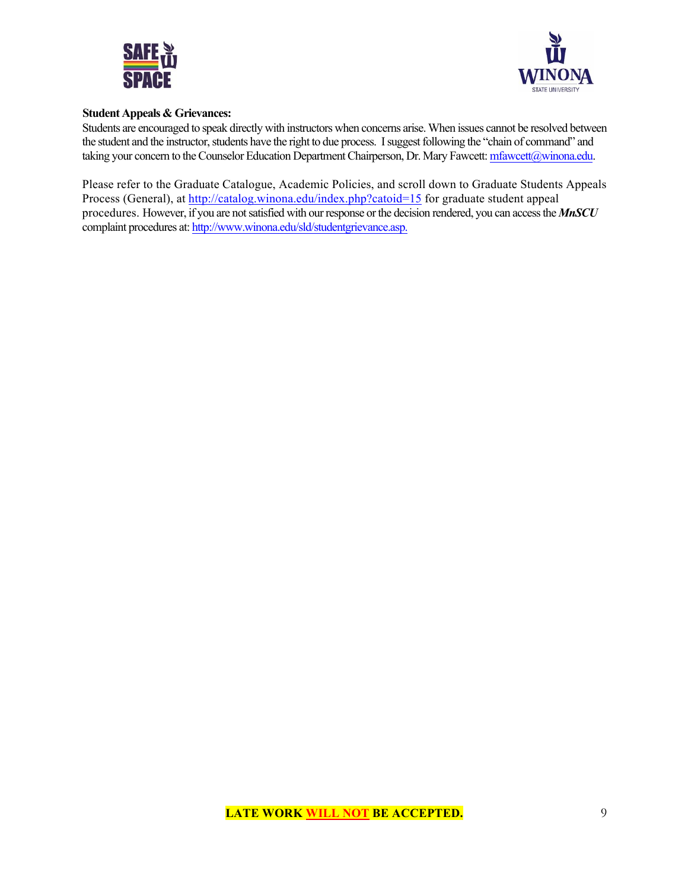**Student Appeals & Grievances:**

Students are encouraged to speak directly with instructors when concerns arise. When issues cannot be resolved between the student and the instructor, students have the right to due process. I suggest following the "chain of command" and taking your concern to the Counselor Education Department Chairperson, Dr. Mary Fawcett: mfawcett@winona.edu.

Please refer to the Graduate Catalogue, Academic Policies, and scroll down to Graduate Students Appeals Process (General), at http://catalog.winona.edu/index.php?catoid=15 for graduate student appeal procedures. However, if you are not satisfied with our response or the decision rendered, you can access the ***MnSCU*** complaint procedures at: http://www.winona.edu/sld/studentgrievance.asp.